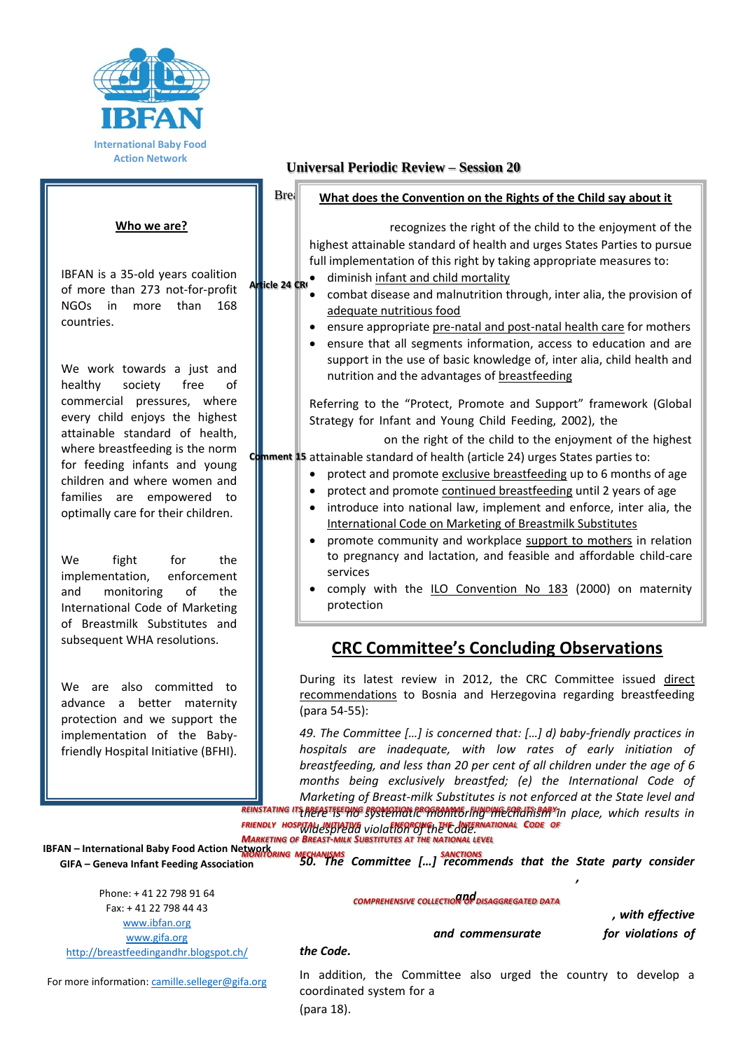IBFAN

International Baby Food Action Network

## Universal Periodic Review – Session 20

### Who we are?

IBFAN is a 35-old years coalition of more than 273 not-for-profit NGOs in more than 168 countries.

We work towards a just and healthy society free of commercial pressures, where every child enjoys the highest attainable standard of health, where breastfeeding is the norm for feeding infants and young children and where women and families are empowered to optimally care for their children.

We fight for the implementation, enforcement and monitoring of the International Code of Marketing of Breastmilk Substitutes and subsequent WHA resolutions.

We are also committed to advance a better maternity protection and we support the implementation of the Baby-friendly Hospital Initiative (BFHI).

**IBFAN – International Baby Food Action Network**
**GIFA – Geneva Infant Feeding Association**

Phone: + 41 22 798 91 64
Fax: + 41 22 798 44 43
www.ibfan.org
www.gifa.org
http://breastfeedingandhr.blogspot.ch/

For more information: camille.selleger@gifa.org

### What does the Convention on the Rights of the Child say about it

**Article 24 CRC** recognizes the right of the child to the enjoyment of the highest attainable standard of health and urges States Parties to pursue full implementation of this right by taking appropriate measures to:

- diminish infant and child mortality
- combat disease and malnutrition through, inter alia, the provision of adequate nutritious food
- ensure appropriate pre-natal and post-natal health care for mothers
- ensure that all segments information, access to education and are support in the use of basic knowledge of, inter alia, child health and nutrition and the advantages of breastfeeding

Referring to the "Protect, Promote and Support" framework (Global Strategy for Infant and Young Child Feeding, 2002), the **Comment 15** on the right of the child to the enjoyment of the highest attainable standard of health (article 24) urges States parties to:

- protect and promote exclusive breastfeeding up to 6 months of age
- protect and promote continued breastfeeding until 2 years of age
- introduce into national law, implement and enforce, inter alia, the International Code on Marketing of Breastmilk Substitutes
- promote community and workplace support to mothers in relation to pregnancy and lactation, and feasible and affordable child-care services
- comply with the ILO Convention No 183 (2000) on maternity protection

## CRC Committee's Concluding Observations

During its latest review in 2012, the CRC Committee issued direct recommendations to Bosnia and Herzegovina regarding breastfeeding (para 54-55):

*49. The Committee [...] is concerned that: [...] d) baby-friendly practices in hospitals are inadequate, with low rates of early initiation of breastfeeding, and less than 20 per cent of all children under the age of 6 months being exclusively breastfed; (e) the International Code of Marketing of Breast-milk Substitutes is not enforced at the State level and there is no systematic monitoring mechanism in place, which results in widespread violation of the Code.*

*50. The Committee [...] recommends that the State party consider* REINSTATING ITS BREASTFEEDING PROMOTION PROGRAMME, FUNDING FOR ITS BABY-FRIENDLY HOSPITAL INITIATIVE*, and* ENFORCING THE INTERNATIONAL CODE OF MARKETING OF BREAST-MILK SUBSTITUTES AT THE NATIONAL LEVEL*, with effective* MONITORING MECHANISMS *and commensurate* SANCTIONS *for violations of the Code.*

In addition, the Committee also urged the country to develop a coordinated system for a COMPREHENSIVE COLLECTION OF DISAGGREGATED DATA (para 18).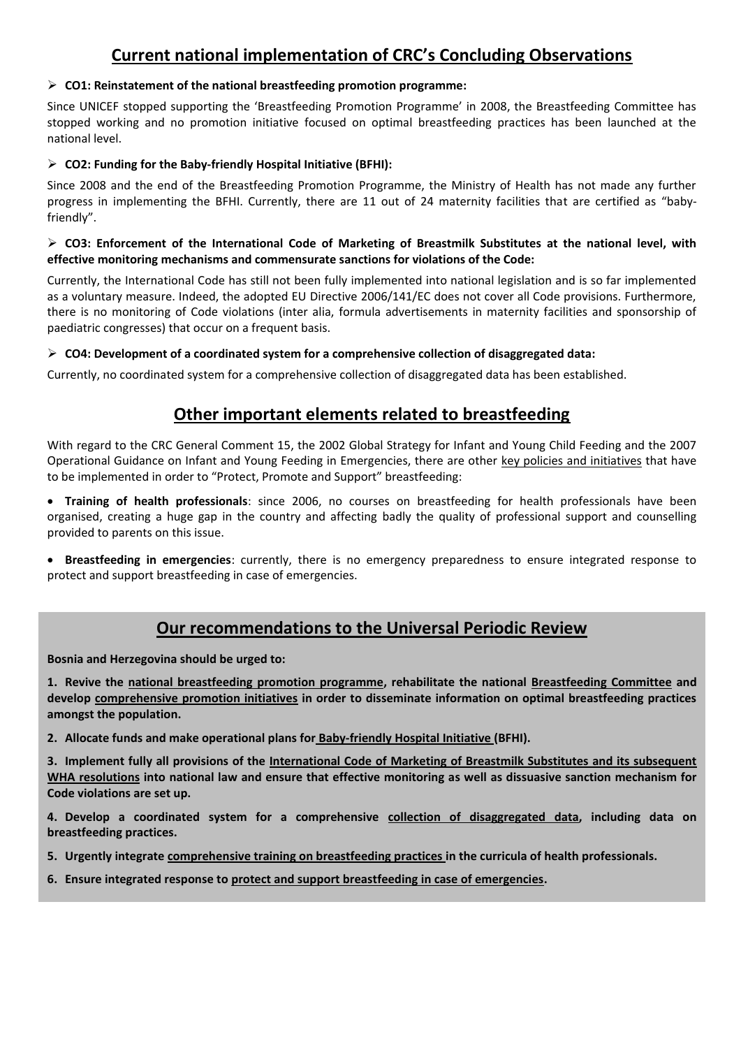## Current national implementation of CRC's Concluding Observations

- **CO1: Reinstatement of the national breastfeeding promotion programme:**

Since UNICEF stopped supporting the 'Breastfeeding Promotion Programme' in 2008, the Breastfeeding Committee has stopped working and no promotion initiative focused on optimal breastfeeding practices has been launched at the national level.

- **CO2: Funding for the Baby-friendly Hospital Initiative (BFHI):**

Since 2008 and the end of the Breastfeeding Promotion Programme, the Ministry of Health has not made any further progress in implementing the BFHI. Currently, there are 11 out of 24 maternity facilities that are certified as "baby-friendly".

- **CO3: Enforcement of the International Code of Marketing of Breastmilk Substitutes at the national level, with effective monitoring mechanisms and commensurate sanctions for violations of the Code:**

Currently, the International Code has still not been fully implemented into national legislation and is so far implemented as a voluntary measure. Indeed, the adopted EU Directive 2006/141/EC does not cover all Code provisions. Furthermore, there is no monitoring of Code violations (inter alia, formula advertisements in maternity facilities and sponsorship of paediatric congresses) that occur on a frequent basis.

- **CO4: Development of a coordinated system for a comprehensive collection of disaggregated data:**

Currently, no coordinated system for a comprehensive collection of disaggregated data has been established.

## Other important elements related to breastfeeding

With regard to the CRC General Comment 15, the 2002 Global Strategy for Infant and Young Child Feeding and the 2007 Operational Guidance on Infant and Young Feeding in Emergencies, there are other key policies and initiatives that have to be implemented in order to "Protect, Promote and Support" breastfeeding:

- **Training of health professionals**: since 2006, no courses on breastfeeding for health professionals have been organised, creating a huge gap in the country and affecting badly the quality of professional support and counselling provided to parents on this issue.
- **Breastfeeding in emergencies**: currently, there is no emergency preparedness to ensure integrated response to protect and support breastfeeding in case of emergencies.

## Our recommendations to the Universal Periodic Review

**Bosnia and Herzegovina should be urged to:**

**1. Revive the national breastfeeding promotion programme, rehabilitate the national Breastfeeding Committee and develop comprehensive promotion initiatives in order to disseminate information on optimal breastfeeding practices amongst the population.**

**2. Allocate funds and make operational plans for Baby-friendly Hospital Initiative (BFHI).**

**3. Implement fully all provisions of the International Code of Marketing of Breastmilk Substitutes and its subsequent WHA resolutions into national law and ensure that effective monitoring as well as dissuasive sanction mechanism for Code violations are set up.**

**4. Develop a coordinated system for a comprehensive collection of disaggregated data, including data on breastfeeding practices.**

**5. Urgently integrate comprehensive training on breastfeeding practices in the curricula of health professionals.**

**6. Ensure integrated response to protect and support breastfeeding in case of emergencies.**